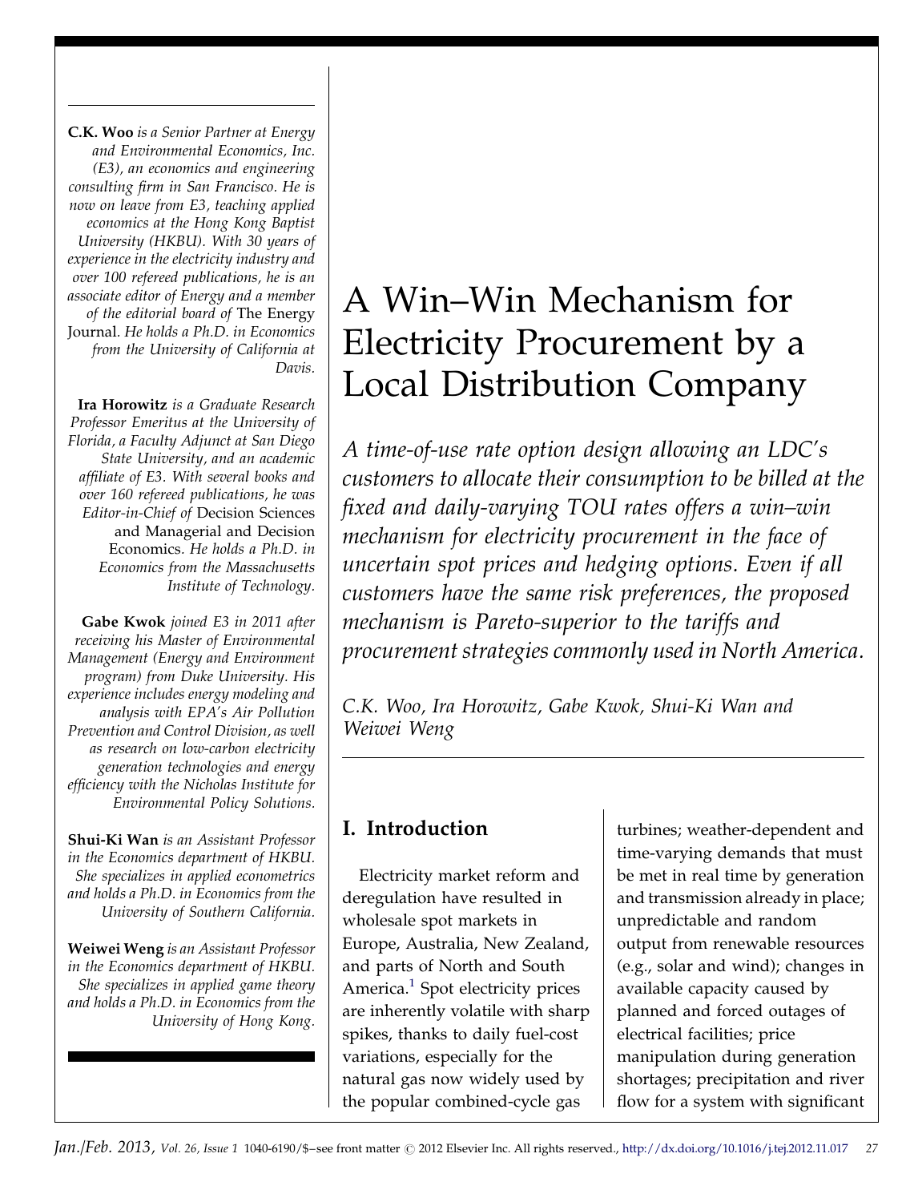# A Win–Win Mechanism for Electricity Procurement by a Local Distribution Company

*A time-of-use rate option design allowing an LDC's customers to allocate their consumption to be billed at the fixed and daily-varying TOU rates offers a win–win mechanism for electricity procurement in the face of uncertain spot prices and hedging options. Even if all customers have the same risk preferences, the proposed mechanism is Pareto-superior to the tariffs and procurement strategies commonly used in North America.*

*C.K. Woo, Ira Horowitz, Gabe Kwok, Shui-Ki Wan and Weiwei Weng*

**C.K. Woo** *is a Senior Partner at Energy and Environmental Economics, Inc. (E3), an economics and engineering consulting firm in San Francisco. He is now on leave from E3, teaching applied economics at the Hong Kong Baptist University (HKBU). With 30 years of experience in the electricity industry and over 100 refereed publications, he is an associate editor of Energy and a member of the editorial board of* The Energy Journal. *He holds a Ph.D. in Economics from the University of California at Davis.*

**Ira Horowitz** *is a Graduate Research Professor Emeritus at the University of Florida, a Faculty Adjunct at San Diego State University, and an academic affiliate of E3. With several books and over 160 refereed publications, he was Editor-in-Chief of* Decision Sciences *and* Managerial and Decision Economics. *He holds a Ph.D. in Economics from the Massachusetts Institute of Technology.*

**Gabe Kwok** *joined E3 in 2011 after receiving his Master of Environmental Management (Energy and Environment program) from Duke University. His experience includes energy modeling and analysis with EPA's Air Pollution Prevention and Control Division, as well as research on low-carbon electricity generation technologies and energy efficiency with the Nicholas Institute for Environmental Policy Solutions.*

**Shui-Ki Wan** *is an Assistant Professor in the Economics department of HKBU. She specializes in applied econometrics and holds a Ph.D. in Economics from the University of Southern California.*

**Weiwei Weng** *is an Assistant Professor in the Economics department of HKBU. She specializes in applied game theory and holds a Ph.D. in Economics from the University of Hong Kong.*

## I. Introduction

Electricity market reform and deregulation have resulted in wholesale spot markets in Europe, Australia, New Zealand, and parts of North and South America.[1] Spot electricity prices are inherently volatile with sharp spikes, thanks to daily fuel-cost variations, especially for the natural gas now widely used by the popular combined-cycle gas turbines; weather-dependent and time-varying demands that must be met in real time by generation and transmission already in place; unpredictable and random output from renewable resources (e.g., solar and wind); changes in available capacity caused by planned and forced outages of electrical facilities; price manipulation during generation shortages; precipitation and river flow for a system with significant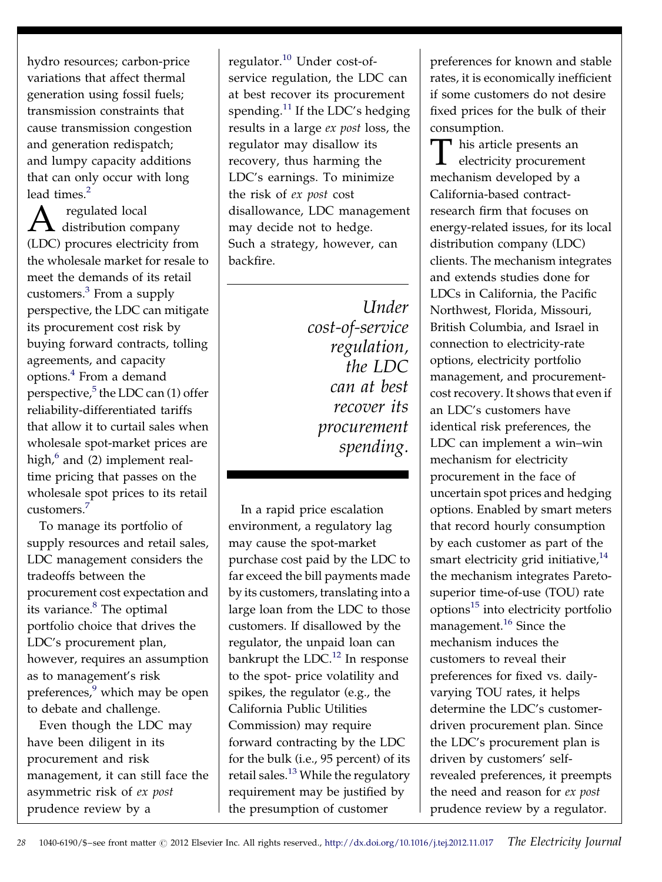hydro resources; carbon-price variations that affect thermal generation using fossil fuels; transmission constraints that cause transmission congestion and generation redispatch; and lumpy capacity additions that can only occur with long lead times.[2]

A regulated local distribution company (LDC) procures electricity from the wholesale market for resale to meet the demands of its retail customers.[3] From a supply perspective, the LDC can mitigate its procurement cost risk by buying forward contracts, tolling agreements, and capacity options.[4] From a demand perspective,[5] the LDC can (1) offer reliability-differentiated tariffs that allow it to curtail sales when wholesale spot-market prices are high,[6] and (2) implement real-time pricing that passes on the wholesale spot prices to its retail customers.[7]

To manage its portfolio of supply resources and retail sales, LDC management considers the tradeoffs between the procurement cost expectation and its variance.[8] The optimal portfolio choice that drives the LDC's procurement plan, however, requires an assumption as to management's risk preferences,[9] which may be open to debate and challenge.

Even though the LDC may have been diligent in its procurement and risk management, it can still face the asymmetric risk of *ex post* prudence review by a regulator.[10] Under cost-of-service regulation, the LDC can at best recover its procurement spending.[11] If the LDC's hedging results in a large *ex post* loss, the regulator may disallow its recovery, thus harming the LDC's earnings. To minimize the risk of *ex post* cost disallowance, LDC management may decide not to hedge. Such a strategy, however, can backfire.

> *Under cost-of-service regulation, the LDC can at best recover its procurement spending.*

In a rapid price escalation environment, a regulatory lag may cause the spot-market purchase cost paid by the LDC to far exceed the bill payments made by its customers, translating into a large loan from the LDC to those customers. If disallowed by the regulator, the unpaid loan can bankrupt the LDC.[12] In response to the spot- price volatility and spikes, the regulator (e.g., the California Public Utilities Commission) may require forward contracting by the LDC for the bulk (i.e., 95 percent) of its retail sales.[13] While the regulatory requirement may be justified by the presumption of customer preferences for known and stable rates, it is economically inefficient if some customers do not desire fixed prices for the bulk of their consumption.

This article presents an electricity procurement mechanism developed by a California-based contract-research firm that focuses on energy-related issues, for its local distribution company (LDC) clients. The mechanism integrates and extends studies done for LDCs in California, the Pacific Northwest, Florida, Missouri, British Columbia, and Israel in connection to electricity-rate options, electricity portfolio management, and procurement-cost recovery. It shows that even if an LDC's customers have identical risk preferences, the LDC can implement a win–win mechanism for electricity procurement in the face of uncertain spot prices and hedging options. Enabled by smart meters that record hourly consumption by each customer as part of the smart electricity grid initiative,[14] the mechanism integrates Pareto-superior time-of-use (TOU) rate options[15] into electricity portfolio management.[16] Since the mechanism induces the customers to reveal their preferences for fixed vs. daily-varying TOU rates, it helps determine the LDC's customer-driven procurement plan. Since the LDC's procurement plan is driven by customers' self-revealed preferences, it preempts the need and reason for *ex post* prudence review by a regulator.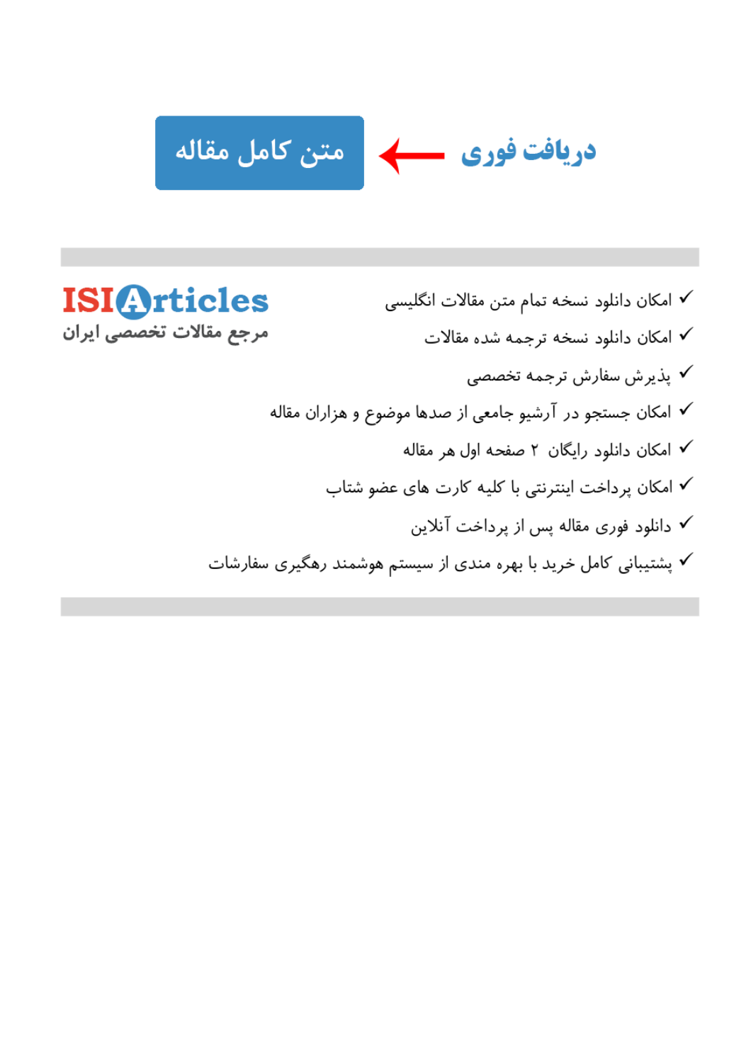دریافت فوری ← متن کامل مقاله

**ISIArticles**
مرجع مقالات تخصصی ایران

- ✓ امکان دانلود نسخه تمام متن مقالات انگلیسی
- ✓ امکان دانلود نسخه ترجمه شده مقالات
- ✓ پذیرش سفارش ترجمه تخصصی
- ✓ امکان جستجو در آرشیو جامعی از صدها موضوع و هزاران مقاله
- ✓ امکان دانلود رایگان ۲ صفحه اول هر مقاله
- ✓ امکان پرداخت اینترنتی با کلیه کارت های عضو شتاب
- ✓ دانلود فوری مقاله پس از پرداخت آنلاین
- ✓ پشتیبانی کامل خرید با بهره مندی از سیستم هوشمند رهگیری سفارشات